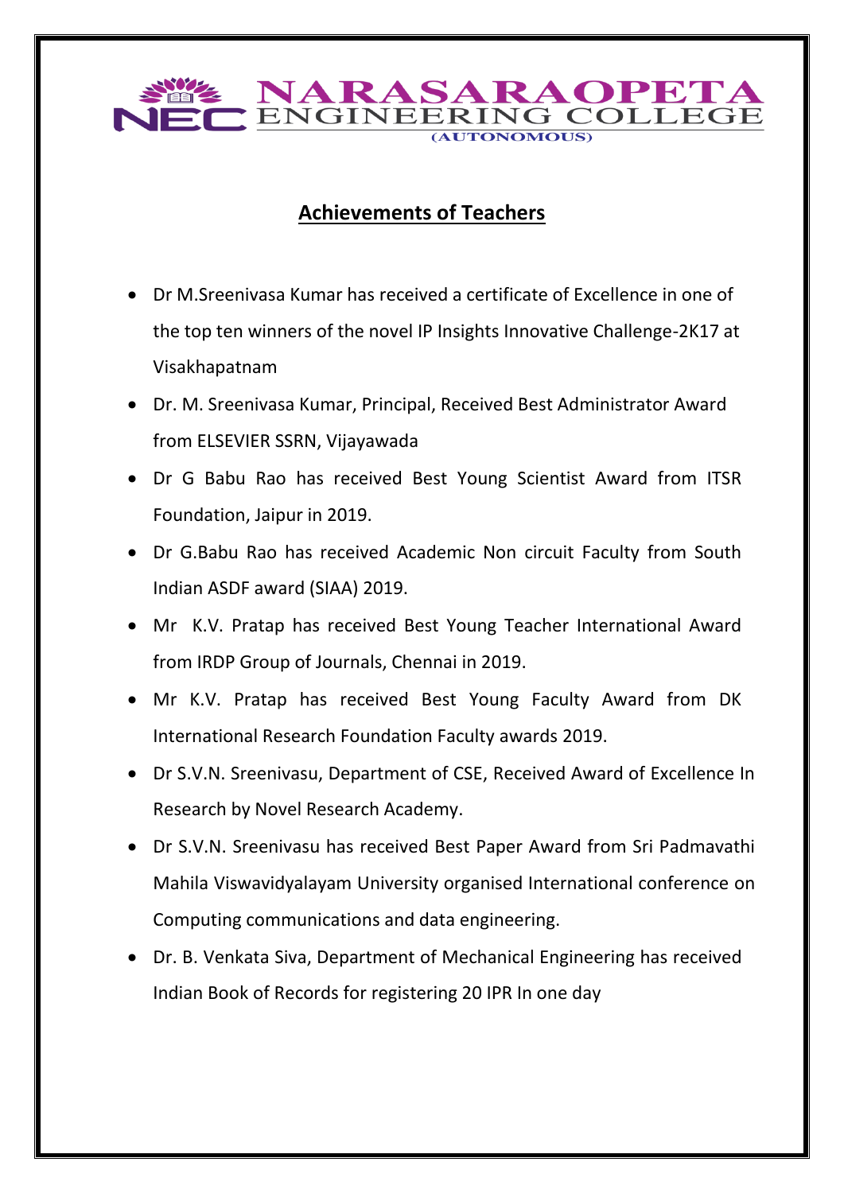NARASARAOPETA ENGINEERING COLLEGE
(AUTONOMOUS)

## Achievements of Teachers

- Dr M.Sreenivasa Kumar has received a certificate of Excellence in one of the top ten winners of the novel IP Insights Innovative Challenge-2K17 at Visakhapatnam
- Dr. M. Sreenivasa Kumar, Principal, Received Best Administrator Award from ELSEVIER SSRN, Vijayawada
- Dr G Babu Rao has received Best Young Scientist Award from ITSR Foundation, Jaipur in 2019.
- Dr G.Babu Rao has received Academic Non circuit Faculty from South Indian ASDF award (SIAA) 2019.
- Mr K.V. Pratap has received Best Young Teacher International Award from IRDP Group of Journals, Chennai in 2019.
- Mr K.V. Pratap has received Best Young Faculty Award from DK International Research Foundation Faculty awards 2019.
- Dr S.V.N. Sreenivasu, Department of CSE, Received Award of Excellence In Research by Novel Research Academy.
- Dr S.V.N. Sreenivasu has received Best Paper Award from Sri Padmavathi Mahila Viswavidyalayam University organised International conference on Computing communications and data engineering.
- Dr. B. Venkata Siva, Department of Mechanical Engineering has received Indian Book of Records for registering 20 IPR In one day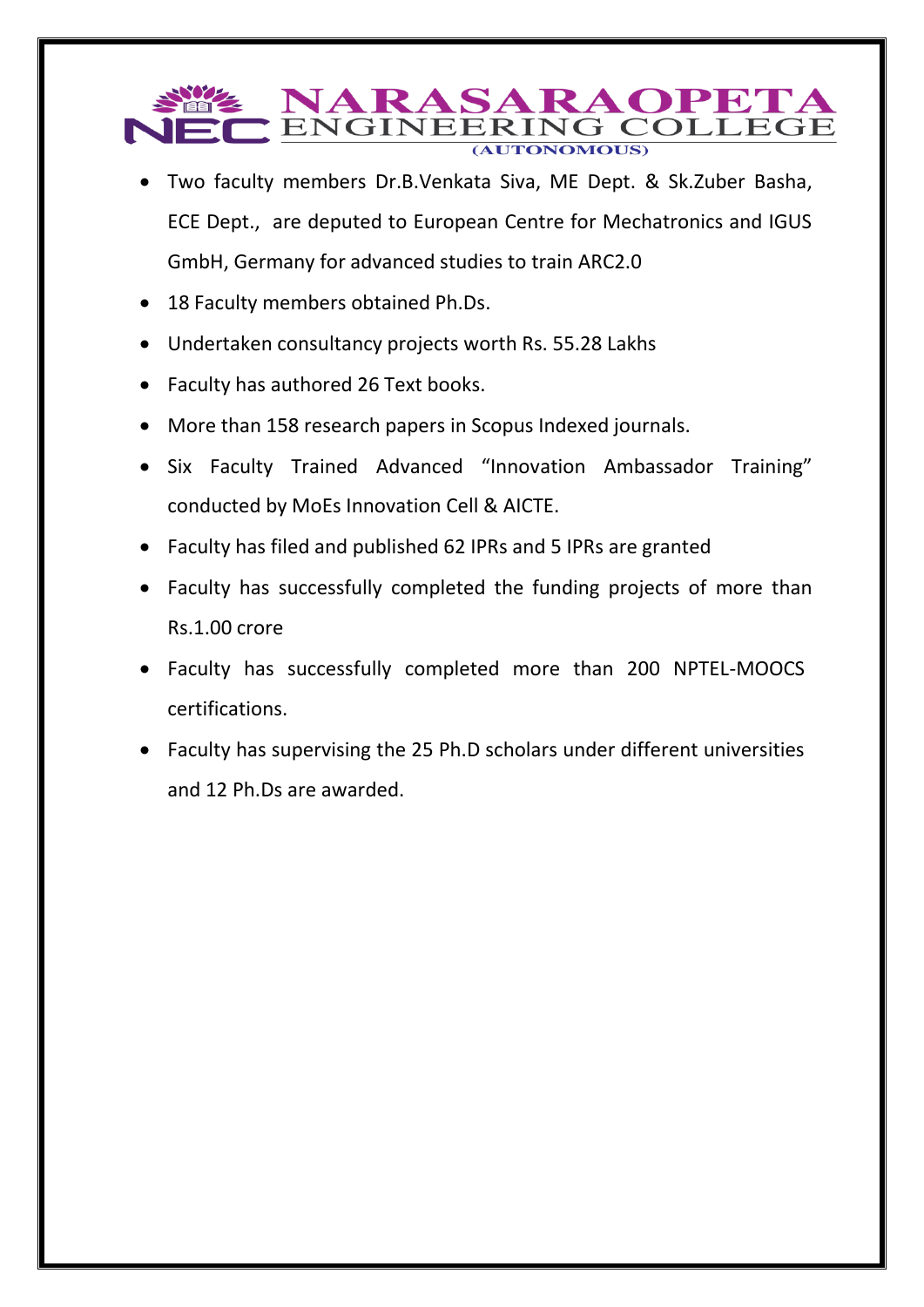- Two faculty members Dr.B.Venkata Siva, ME Dept. & Sk.Zuber Basha, ECE Dept., are deputed to European Centre for Mechatronics and IGUS GmbH, Germany for advanced studies to train ARC2.0
- 18 Faculty members obtained Ph.Ds.
- Undertaken consultancy projects worth Rs. 55.28 Lakhs
- Faculty has authored 26 Text books.
- More than 158 research papers in Scopus Indexed journals.
- Six Faculty Trained Advanced "Innovation Ambassador Training" conducted by MoEs Innovation Cell & AICTE.
- Faculty has filed and published 62 IPRs and 5 IPRs are granted
- Faculty has successfully completed the funding projects of more than Rs.1.00 crore
- Faculty has successfully completed more than 200 NPTEL-MOOCS certifications.
- Faculty has supervising the 25 Ph.D scholars under different universities and 12 Ph.Ds are awarded.